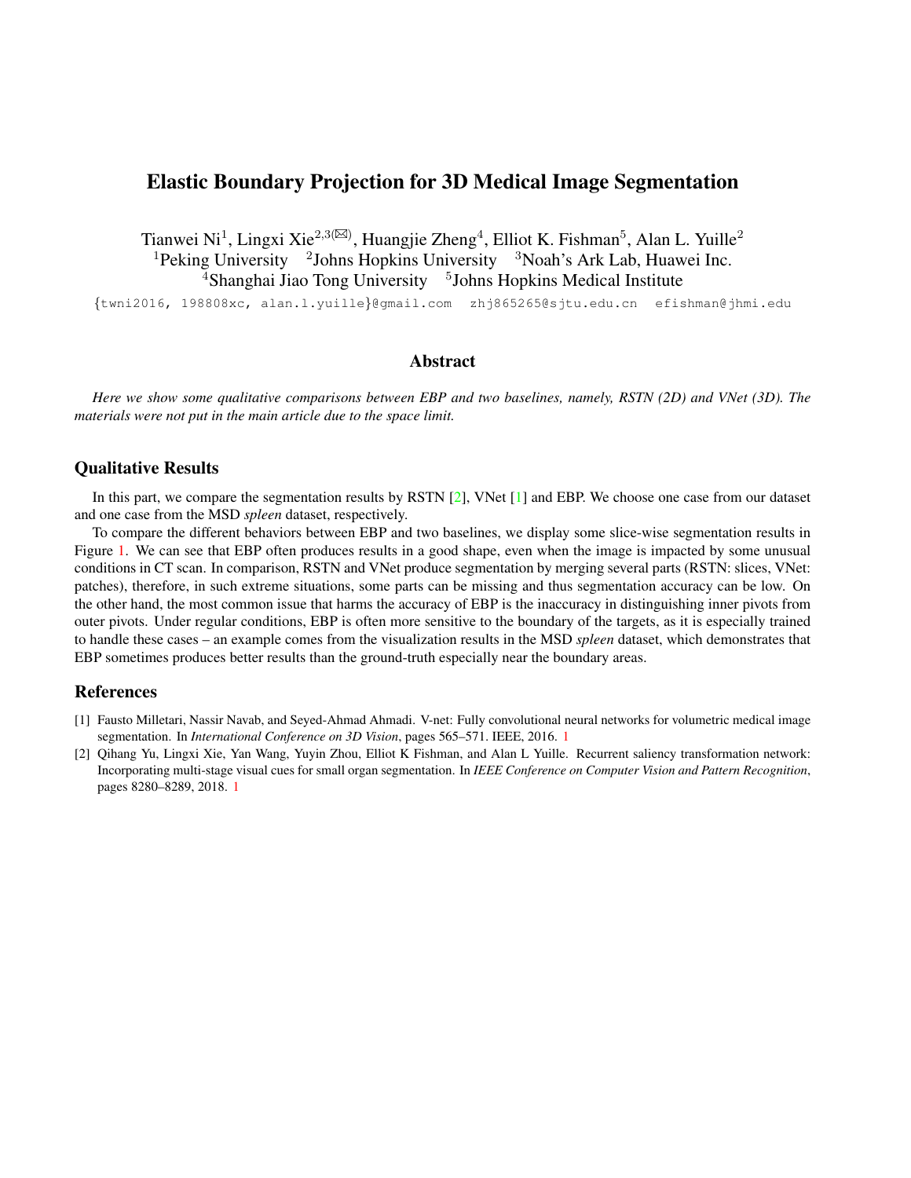# Elastic Boundary Projection for 3D Medical Image Segmentation

Tianwei Ni[1], Lingxi Xie[2,3(✉)], Huangjie Zheng[4], Elliot K. Fishman[5], Alan L. Yuille[2]

[1]Peking University [2]Johns Hopkins University [3]Noah's Ark Lab, Huawei Inc.
[4]Shanghai Jiao Tong University [5]Johns Hopkins Medical Institute

{twni2016, 198808xc, alan.l.yuille}@gmail.com zhj865265@sjtu.edu.cn efishman@jhmi.edu

## Abstract

*Here we show some qualitative comparisons between EBP and two baselines, namely, RSTN (2D) and VNet (3D). The materials were not put in the main article due to the space limit.*

## Qualitative Results

In this part, we compare the segmentation results by RSTN [2], VNet [1] and EBP. We choose one case from our dataset and one case from the MSD *spleen* dataset, respectively.

To compare the different behaviors between EBP and two baselines, we display some slice-wise segmentation results in Figure 1. We can see that EBP often produces results in a good shape, even when the image is impacted by some unusual conditions in CT scan. In comparison, RSTN and VNet produce segmentation by merging several parts (RSTN: slices, VNet: patches), therefore, in such extreme situations, some parts can be missing and thus segmentation accuracy can be low. On the other hand, the most common issue that harms the accuracy of EBP is the inaccuracy in distinguishing inner pivots from outer pivots. Under regular conditions, EBP is often more sensitive to the boundary of the targets, as it is especially trained to handle these cases – an example comes from the visualization results in the MSD *spleen* dataset, which demonstrates that EBP sometimes produces better results than the ground-truth especially near the boundary areas.

## References

[1] Fausto Milletari, Nassir Navab, and Seyed-Ahmad Ahmadi. V-net: Fully convolutional neural networks for volumetric medical image segmentation. In *International Conference on 3D Vision*, pages 565–571. IEEE, 2016. 1

[2] Qihang Yu, Lingxi Xie, Yan Wang, Yuyin Zhou, Elliot K Fishman, and Alan L Yuille. Recurrent saliency transformation network: Incorporating multi-stage visual cues for small organ segmentation. In *IEEE Conference on Computer Vision and Pattern Recognition*, pages 8280–8289, 2018. 1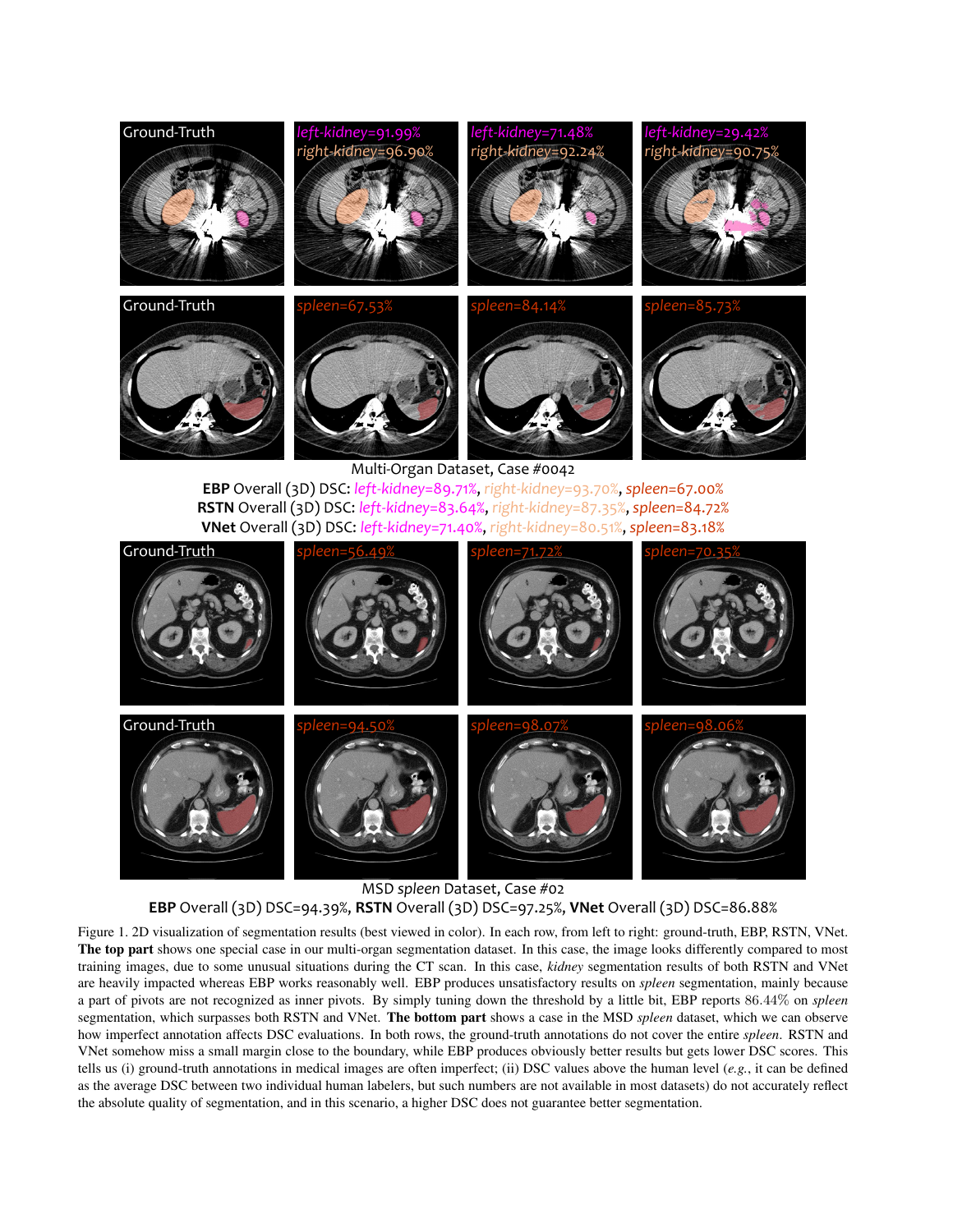Ground-Truth

left-kidney=91.99%
right-kidney=96.90%

left-kidney=71.48%
right-kidney=92.24%

left-kidney=29.42%
right-kidney=90.75%

Ground-Truth

spleen=67.53%

spleen=84.14%

spleen=85.73%

Multi-Organ Dataset, Case #0042

**EBP** Overall (3D) DSC: *left-kidney*=89.71%, *right-kidney*=93.70%, *spleen*=67.00%

**RSTN** Overall (3D) DSC: *left-kidney*=83.64%, *right-kidney*=87.35%, *spleen*=84.72%

**VNet** Overall (3D) DSC: *left-kidney*=71.40%, *right-kidney*=80.51%, *spleen*=83.18%

Ground-Truth

spleen=56.49%

spleen=71.72%

spleen=70.35%

Ground-Truth

spleen=94.50%

spleen=98.07%

spleen=98.06%

MSD *spleen* Dataset, Case #02

**EBP** Overall (3D) DSC=94.39%, **RSTN** Overall (3D) DSC=97.25%, **VNet** Overall (3D) DSC=86.88%

Figure 1. 2D visualization of segmentation results (best viewed in color). In each row, from left to right: ground-truth, EBP, RSTN, VNet. **The top part** shows one special case in our multi-organ segmentation dataset. In this case, the image looks differently compared to most training images, due to some unusual situations during the CT scan. In this case, *kidney* segmentation results of both RSTN and VNet are heavily impacted whereas EBP works reasonably well. EBP produces unsatisfactory results on *spleen* segmentation, mainly because a part of pivots are not recognized as inner pivots. By simply tuning down the threshold by a little bit, EBP reports 86.44% on *spleen* segmentation, which surpasses both RSTN and VNet. **The bottom part** shows a case in the MSD *spleen* dataset, which we can observe how imperfect annotation affects DSC evaluations. In both rows, the ground-truth annotations do not cover the entire *spleen*. RSTN and VNet somehow miss a small margin close to the boundary, while EBP produces obviously better results but gets lower DSC scores. This tells us (i) ground-truth annotations in medical images are often imperfect; (ii) DSC values above the human level (*e.g.*, it can be defined as the average DSC between two individual human labelers, but such numbers are not available in most datasets) do not accurately reflect the absolute quality of segmentation, and in this scenario, a higher DSC does not guarantee better segmentation.